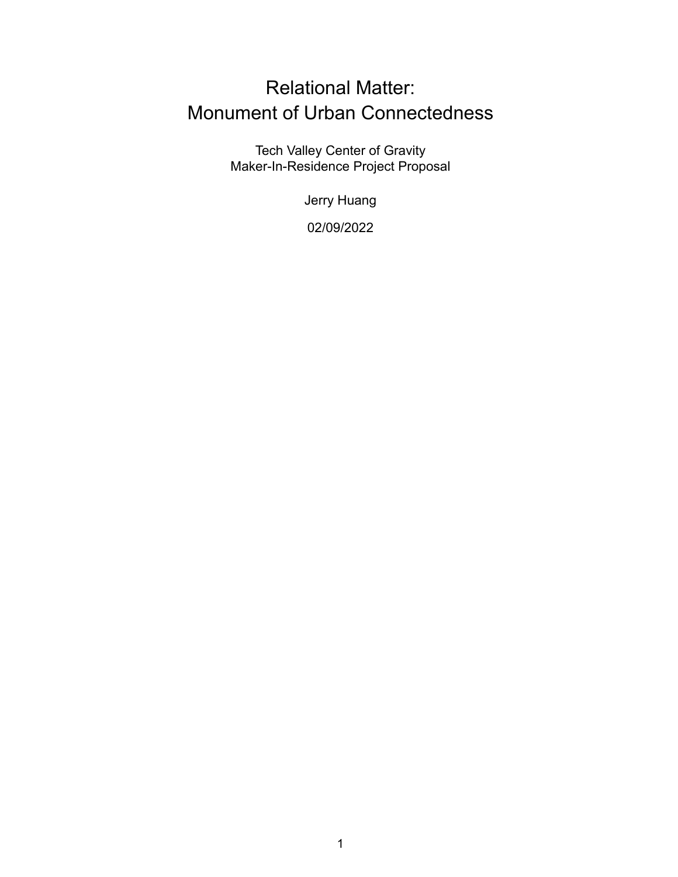# Relational Matter: Monument of Urban Connectedness

Tech Valley Center of Gravity
Maker-In-Residence Project Proposal

Jerry Huang

02/09/2022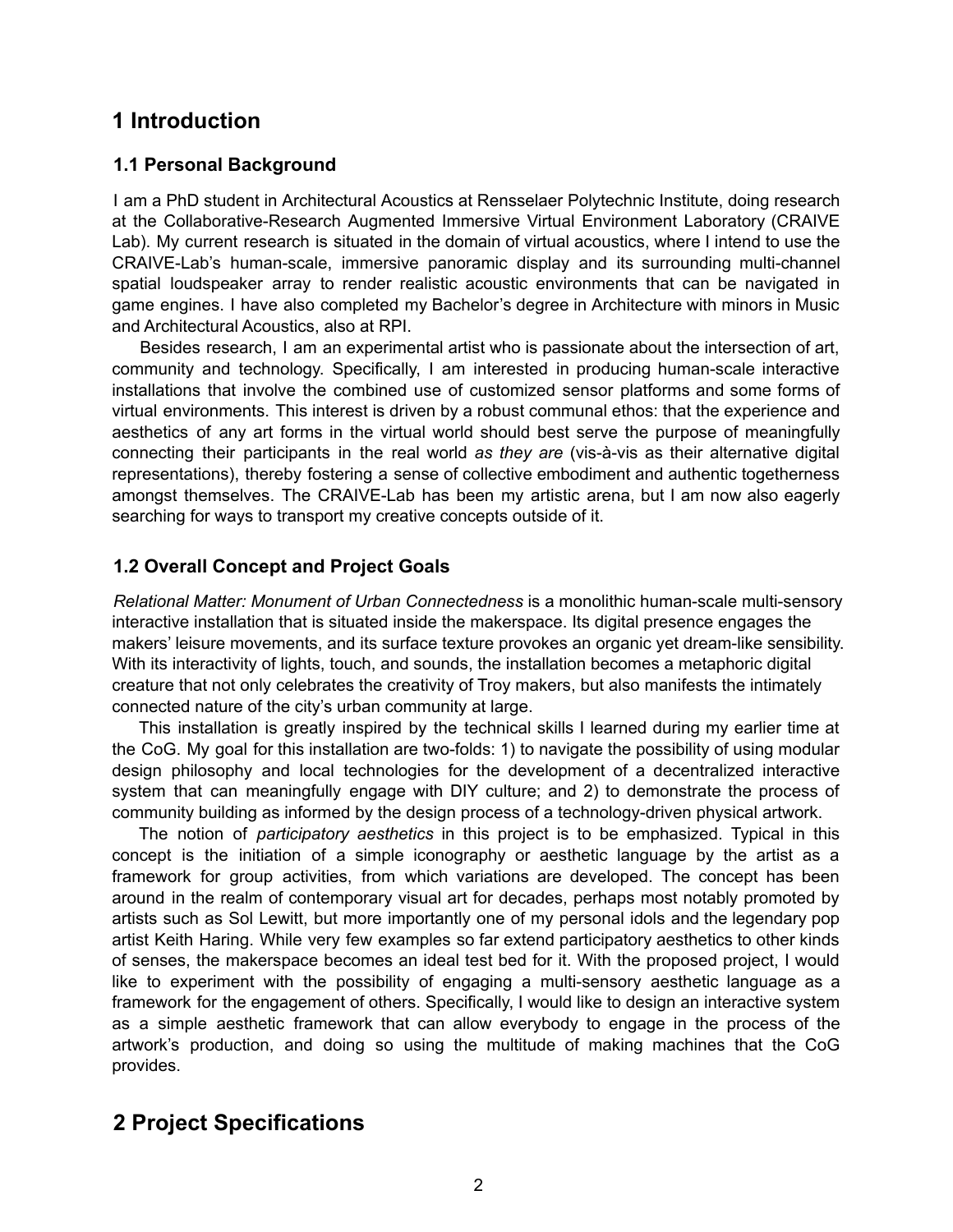# 1 Introduction

## 1.1 Personal Background

I am a PhD student in Architectural Acoustics at Rensselaer Polytechnic Institute, doing research at the Collaborative-Research Augmented Immersive Virtual Environment Laboratory (CRAIVE Lab). My current research is situated in the domain of virtual acoustics, where I intend to use the CRAIVE-Lab's human-scale, immersive panoramic display and its surrounding multi-channel spatial loudspeaker array to render realistic acoustic environments that can be navigated in game engines. I have also completed my Bachelor's degree in Architecture with minors in Music and Architectural Acoustics, also at RPI.

Besides research, I am an experimental artist who is passionate about the intersection of art, community and technology. Specifically, I am interested in producing human-scale interactive installations that involve the combined use of customized sensor platforms and some forms of virtual environments. This interest is driven by a robust communal ethos: that the experience and aesthetics of any art forms in the virtual world should best serve the purpose of meaningfully connecting their participants in the real world *as they are* (vis-à-vis as their alternative digital representations), thereby fostering a sense of collective embodiment and authentic togetherness amongst themselves. The CRAIVE-Lab has been my artistic arena, but I am now also eagerly searching for ways to transport my creative concepts outside of it.

## 1.2 Overall Concept and Project Goals

*Relational Matter: Monument of Urban Connectedness* is a monolithic human-scale multi-sensory interactive installation that is situated inside the makerspace. Its digital presence engages the makers' leisure movements, and its surface texture provokes an organic yet dream-like sensibility. With its interactivity of lights, touch, and sounds, the installation becomes a metaphoric digital creature that not only celebrates the creativity of Troy makers, but also manifests the intimately connected nature of the city's urban community at large.

This installation is greatly inspired by the technical skills I learned during my earlier time at the CoG. My goal for this installation are two-folds: 1) to navigate the possibility of using modular design philosophy and local technologies for the development of a decentralized interactive system that can meaningfully engage with DIY culture; and 2) to demonstrate the process of community building as informed by the design process of a technology-driven physical artwork.

The notion of *participatory aesthetics* in this project is to be emphasized. Typical in this concept is the initiation of a simple iconography or aesthetic language by the artist as a framework for group activities, from which variations are developed. The concept has been around in the realm of contemporary visual art for decades, perhaps most notably promoted by artists such as Sol Lewitt, but more importantly one of my personal idols and the legendary pop artist Keith Haring. While very few examples so far extend participatory aesthetics to other kinds of senses, the makerspace becomes an ideal test bed for it. With the proposed project, I would like to experiment with the possibility of engaging a multi-sensory aesthetic language as a framework for the engagement of others. Specifically, I would like to design an interactive system as a simple aesthetic framework that can allow everybody to engage in the process of the artwork's production, and doing so using the multitude of making machines that the CoG provides.

# 2 Project Specifications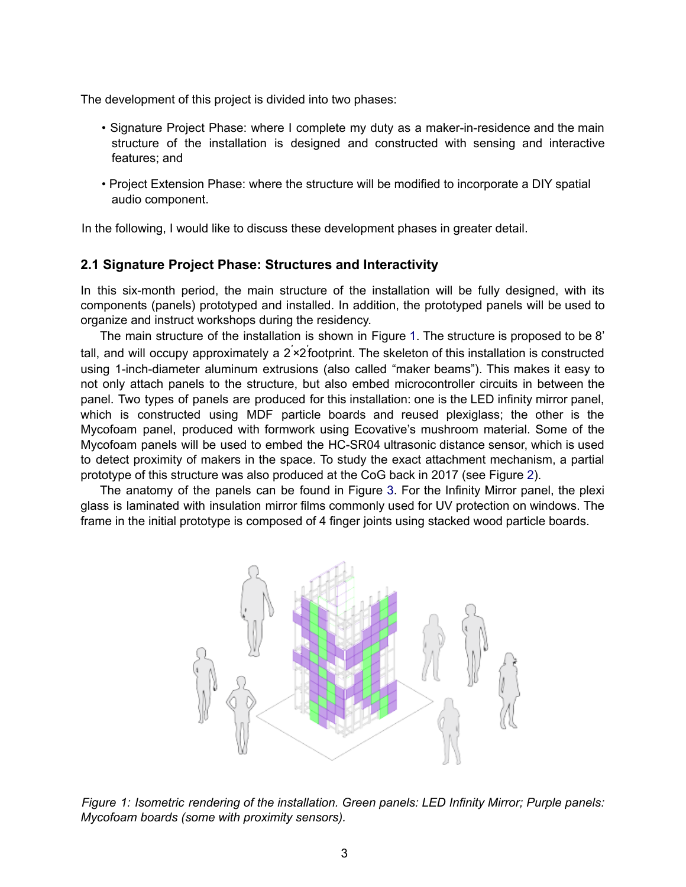The development of this project is divided into two phases:

- Signature Project Phase: where I complete my duty as a maker-in-residence and the main structure of the installation is designed and constructed with sensing and interactive features; and
- Project Extension Phase: where the structure will be modified to incorporate a DIY spatial audio component.

In the following, I would like to discuss these development phases in greater detail.

## 2.1 Signature Project Phase: Structures and Interactivity

In this six-month period, the main structure of the installation will be fully designed, with its components (panels) prototyped and installed. In addition, the prototyped panels will be used to organize and instruct workshops during the residency.

The main structure of the installation is shown in Figure 1. The structure is proposed to be 8' tall, and will occupy approximately a $2' \times 2'$ footprint. The skeleton of this installation is constructed using 1-inch-diameter aluminum extrusions (also called "maker beams"). This makes it easy to not only attach panels to the structure, but also embed microcontroller circuits in between the panel. Two types of panels are produced for this installation: one is the LED infinity mirror panel, which is constructed using MDF particle boards and reused plexiglass; the other is the Mycofoam panel, produced with formwork using Ecovative's mushroom material. Some of the Mycofoam panels will be used to embed the HC-SR04 ultrasonic distance sensor, which is used to detect proximity of makers in the space. To study the exact attachment mechanism, a partial prototype of this structure was also produced at the CoG back in 2017 (see Figure 2).

The anatomy of the panels can be found in Figure 3. For the Infinity Mirror panel, the plexi glass is laminated with insulation mirror films commonly used for UV protection on windows. The frame in the initial prototype is composed of 4 finger joints using stacked wood particle boards.

*Figure 1: Isometric rendering of the installation. Green panels: LED Infinity Mirror; Purple panels: Mycofoam boards (some with proximity sensors).*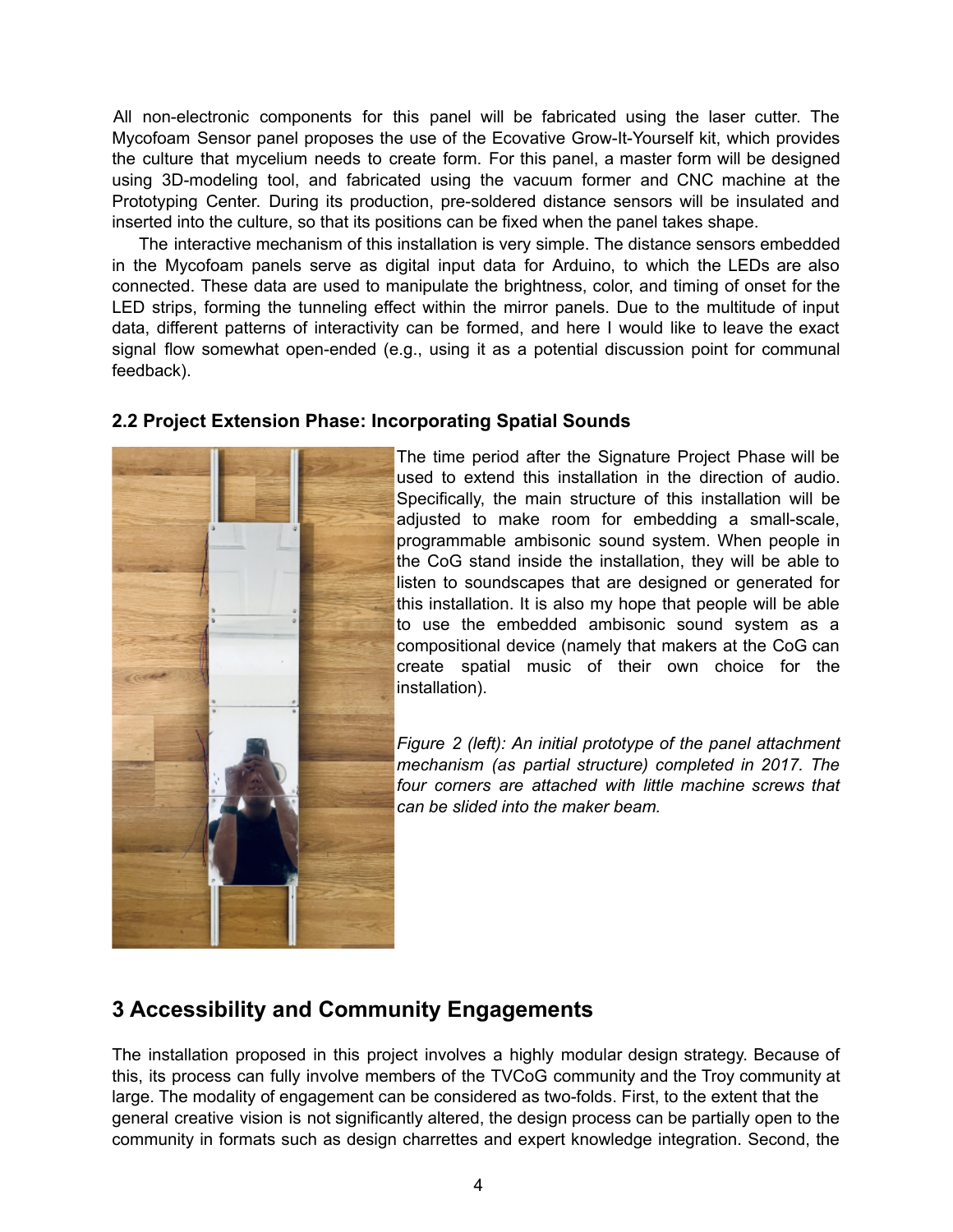All non-electronic components for this panel will be fabricated using the laser cutter. The Mycofoam Sensor panel proposes the use of the Ecovative Grow-It-Yourself kit, which provides the culture that mycelium needs to create form. For this panel, a master form will be designed using 3D-modeling tool, and fabricated using the vacuum former and CNC machine at the Prototyping Center. During its production, pre-soldered distance sensors will be insulated and inserted into the culture, so that its positions can be fixed when the panel takes shape.

The interactive mechanism of this installation is very simple. The distance sensors embedded in the Mycofoam panels serve as digital input data for Arduino, to which the LEDs are also connected. These data are used to manipulate the brightness, color, and timing of onset for the LED strips, forming the tunneling effect within the mirror panels. Due to the multitude of input data, different patterns of interactivity can be formed, and here I would like to leave the exact signal flow somewhat open-ended (e.g., using it as a potential discussion point for communal feedback).

### 2.2 Project Extension Phase: Incorporating Spatial Sounds

The time period after the Signature Project Phase will be used to extend this installation in the direction of audio. Specifically, the main structure of this installation will be adjusted to make room for embedding a small-scale, programmable ambisonic sound system. When people in the CoG stand inside the installation, they will be able to listen to soundscapes that are designed or generated for this installation. It is also my hope that people will be able to use the embedded ambisonic sound system as a compositional device (namely that makers at the CoG can create spatial music of their own choice for the installation).

*Figure 2 (left): An initial prototype of the panel attachment mechanism (as partial structure) completed in 2017. The four corners are attached with little machine screws that can be slided into the maker beam.*

## 3 Accessibility and Community Engagements

The installation proposed in this project involves a highly modular design strategy. Because of this, its process can fully involve members of the TVCoG community and the Troy community at large. The modality of engagement can be considered as two-folds. First, to the extent that the general creative vision is not significantly altered, the design process can be partially open to the community in formats such as design charrettes and expert knowledge integration. Second, the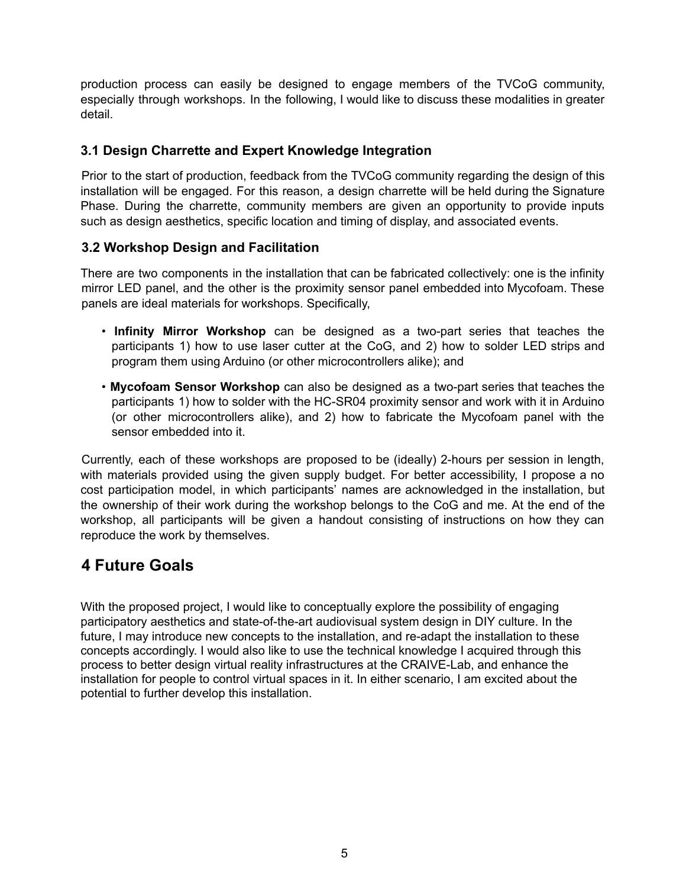production process can easily be designed to engage members of the TVCoG community, especially through workshops. In the following, I would like to discuss these modalities in greater detail.

### 3.1 Design Charrette and Expert Knowledge Integration

Prior to the start of production, feedback from the TVCoG community regarding the design of this installation will be engaged. For this reason, a design charrette will be held during the Signature Phase. During the charrette, community members are given an opportunity to provide inputs such as design aesthetics, specific location and timing of display, and associated events.

### 3.2 Workshop Design and Facilitation

There are two components in the installation that can be fabricated collectively: one is the infinity mirror LED panel, and the other is the proximity sensor panel embedded into Mycofoam. These panels are ideal materials for workshops. Specifically,

- **Infinity Mirror Workshop** can be designed as a two-part series that teaches the participants 1) how to use laser cutter at the CoG, and 2) how to solder LED strips and program them using Arduino (or other microcontrollers alike); and
- **Mycofoam Sensor Workshop** can also be designed as a two-part series that teaches the participants 1) how to solder with the HC-SR04 proximity sensor and work with it in Arduino (or other microcontrollers alike), and 2) how to fabricate the Mycofoam panel with the sensor embedded into it.

Currently, each of these workshops are proposed to be (ideally) 2-hours per session in length, with materials provided using the given supply budget. For better accessibility, I propose a no cost participation model, in which participants' names are acknowledged in the installation, but the ownership of their work during the workshop belongs to the CoG and me. At the end of the workshop, all participants will be given a handout consisting of instructions on how they can reproduce the work by themselves.

## 4 Future Goals

With the proposed project, I would like to conceptually explore the possibility of engaging participatory aesthetics and state-of-the-art audiovisual system design in DIY culture. In the future, I may introduce new concepts to the installation, and re-adapt the installation to these concepts accordingly. I would also like to use the technical knowledge I acquired through this process to better design virtual reality infrastructures at the CRAIVE-Lab, and enhance the installation for people to control virtual spaces in it. In either scenario, I am excited about the potential to further develop this installation.